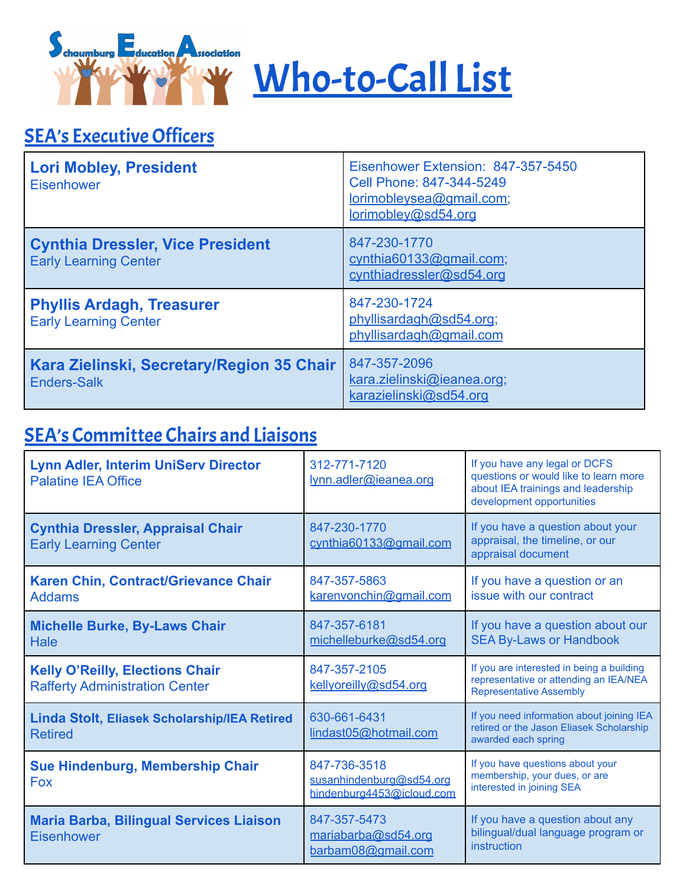# Schaumburg Education Association Who-to-Call List

## SEA's Executive Officers

| | |
|---|---|
| **Lori Mobley, President**<br>Eisenhower | Eisenhower Extension: 847-357-5450<br>Cell Phone: 847-344-5249<br>lorimobleysea@gmail.com;<br>lorimobley@sd54.org |
| **Cynthia Dressler, Vice President**<br>Early Learning Center | 847-230-1770<br>cynthia60133@gmail.com;<br>cynthiadressler@sd54.org |
| **Phyllis Ardagh, Treasurer**<br>Early Learning Center | 847-230-1724<br>phyllisardagh@sd54.org;<br>phyllisardagh@gmail.com |
| **Kara Zielinski, Secretary/Region 35 Chair**<br>Enders-Salk | 847-357-2096<br>kara.zielinski@ieanea.org;<br>karazielinski@sd54.org |

## SEA's Committee Chairs and Liaisons

| | | |
|---|---|---|
| **Lynn Adler, Interim UniServ Director**<br>Palatine IEA Office | 312-771-7120<br>lynn.adler@ieanea.org | If you have any legal or DCFS questions or would like to learn more about IEA trainings and leadership development opportunities |
| **Cynthia Dressler, Appraisal Chair**<br>Early Learning Center | 847-230-1770<br>cynthia60133@gmail.com | If you have a question about your appraisal, the timeline, or our appraisal document |
| **Karen Chin, Contract/Grievance Chair**<br>Addams | 847-357-5863<br>karenvonchin@gmail.com | If you have a question or an issue with our contract |
| **Michelle Burke, By-Laws Chair**<br>Hale | 847-357-6181<br>michelleburke@sd54.org | If you have a question about our SEA By-Laws or Handbook |
| **Kelly O'Reilly, Elections Chair**<br>Rafferty Administration Center | 847-357-2105<br>kellyoreilly@sd54.org | If you are interested in being a building representative or attending an IEA/NEA Representative Assembly |
| **Linda Stolt, Eliasek Scholarship/IEA Retired**<br>Retired | 630-661-6431<br>lindast05@hotmail.com | If you need information about joining IEA retired or the Jason Eliasek Scholarship awarded each spring |
| **Sue Hindenburg, Membership Chair**<br>Fox | 847-736-3518<br>susanhindenburg@sd54.org<br>hindenburg4453@icloud.com | If you have questions about your membership, your dues, or are interested in joining SEA |
| **Maria Barba, Bilingual Services Liaison**<br>Eisenhower | 847-357-5473<br>mariabarba@sd54.org<br>barbam08@gmail.com | If you have a question about any bilingual/dual language program or instruction |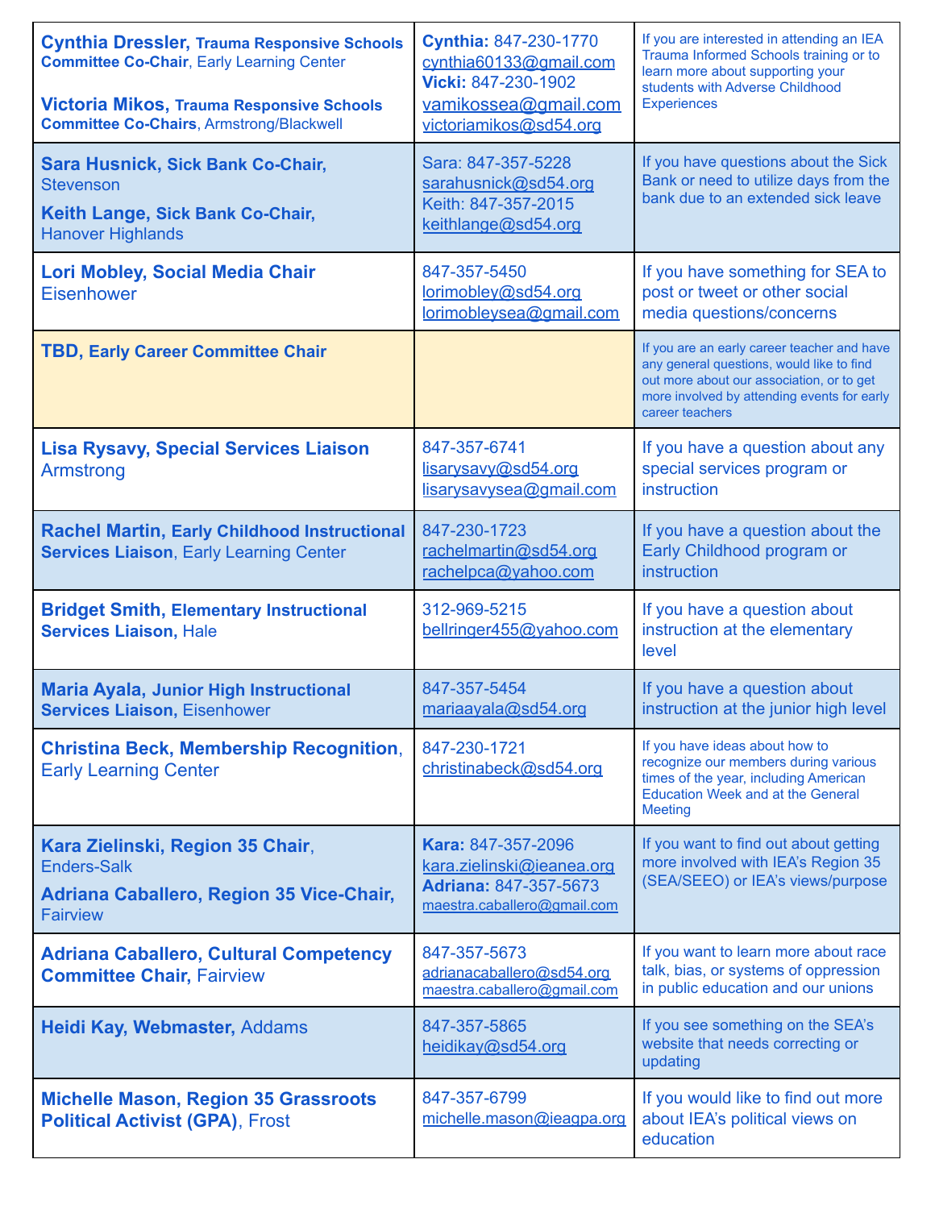| | | |
|---|---|---|
| **Cynthia Dressler, Trauma Responsive Schools Committee Co-Chair**, Early Learning Center<br><br>**Victoria Mikos, Trauma Responsive Schools Committee Co-Chairs**, Armstrong/Blackwell | **Cynthia:** 847-230-1770<br>cynthia60133@gmail.com<br>**Vicki:** 847-230-1902<br>vamikossea@gmail.com<br>victoriamikos@sd54.org | If you are interested in attending an IEA Trauma Informed Schools training or to learn more about supporting your students with Adverse Childhood Experiences |
| **Sara Husnick, Sick Bank Co-Chair,** Stevenson<br><br>**Keith Lange, Sick Bank Co-Chair,** Hanover Highlands | Sara: 847-357-5228<br>sarahusnick@sd54.org<br>Keith: 847-357-2015<br>keithlange@sd54.org | If you have questions about the Sick Bank or need to utilize days from the bank due to an extended sick leave |
| **Lori Mobley, Social Media Chair**<br>Eisenhower | 847-357-5450<br>lorimobley@sd54.org<br>lorimobleysea@gmail.com | If you have something for SEA to post or tweet or other social media questions/concerns |
| **TBD, Early Career Committee Chair** | | If you are an early career teacher and have any general questions, would like to find out more about our association, or to get more involved by attending events for early career teachers |
| **Lisa Rysavy, Special Services Liaison**<br>Armstrong | 847-357-6741<br>lisarysavy@sd54.org<br>lisarysavysea@gmail.com | If you have a question about any special services program or instruction |
| **Rachel Martin, Early Childhood Instructional Services Liaison**, Early Learning Center | 847-230-1723<br>rachelmartin@sd54.org<br>rachelpca@yahoo.com | If you have a question about the Early Childhood program or instruction |
| **Bridget Smith, Elementary Instructional Services Liaison,** Hale | 312-969-5215<br>bellringer455@yahoo.com | If you have a question about instruction at the elementary level |
| **Maria Ayala, Junior High Instructional Services Liaison,** Eisenhower | 847-357-5454<br>mariaayala@sd54.org | If you have a question about instruction at the junior high level |
| **Christina Beck, Membership Recognition**, Early Learning Center | 847-230-1721<br>christinabeck@sd54.org | If you have ideas about how to recognize our members during various times of the year, including American Education Week and at the General Meeting |
| **Kara Zielinski, Region 35 Chair**, Enders-Salk<br><br>**Adriana Caballero, Region 35 Vice-Chair,** Fairview | **Kara:** 847-357-2096<br>kara.zielinski@ieanea.org<br>**Adriana:** 847-357-5673<br>maestra.caballero@gmail.com | If you want to find out about getting more involved with IEA's Region 35 (SEA/SEEO) or IEA's views/purpose |
| **Adriana Caballero, Cultural Competency Committee Chair,** Fairview | 847-357-5673<br>adrianacaballero@sd54.org<br>maestra.caballero@gmail.com | If you want to learn more about race talk, bias, or systems of oppression in public education and our unions |
| **Heidi Kay, Webmaster,** Addams | 847-357-5865<br>heidikay@sd54.org | If you see something on the SEA's website that needs correcting or updating |
| **Michelle Mason, Region 35 Grassroots Political Activist (GPA)**, Frost | 847-357-6799<br>michelle.mason@ieagpa.org | If you would like to find out more about IEA's political views on education |